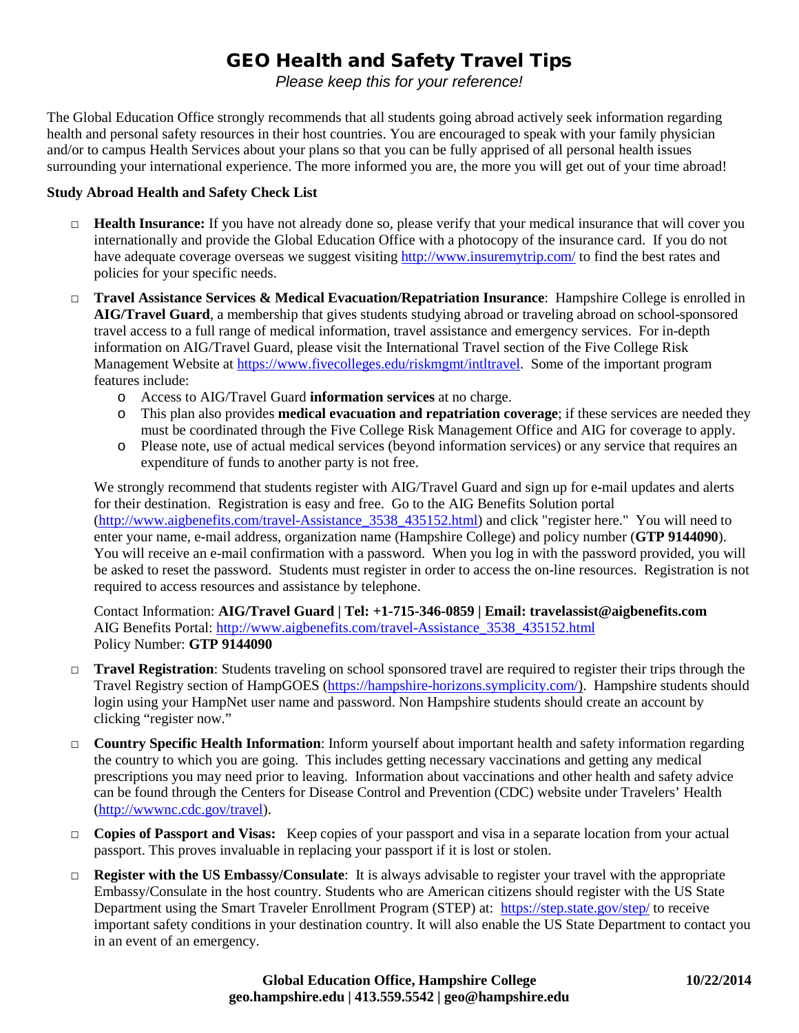# GEO Health and Safety Travel Tips

*Please keep this for your reference!*

The Global Education Office strongly recommends that all students going abroad actively seek information regarding health and personal safety resources in their host countries. You are encouraged to speak with your family physician and/or to campus Health Services about your plans so that you can be fully apprised of all personal health issues surrounding your international experience. The more informed you are, the more you will get out of your time abroad!

**Study Abroad Health and Safety Check List**

- **Health Insurance:** If you have not already done so, please verify that your medical insurance that will cover you internationally and provide the Global Education Office with a photocopy of the insurance card. If you do not have adequate coverage overseas we suggest visiting http://www.insuremytrip.com/ to find the best rates and policies for your specific needs.

- **Travel Assistance Services & Medical Evacuation/Repatriation Insurance**: Hampshire College is enrolled in **AIG/Travel Guard**, a membership that gives students studying abroad or traveling abroad on school-sponsored travel access to a full range of medical information, travel assistance and emergency services. For in-depth information on AIG/Travel Guard, please visit the International Travel section of the Five College Risk Management Website at https://www.fivecolleges.edu/riskmgmt/intltravel. Some of the important program features include:
  - Access to AIG/Travel Guard **information services** at no charge.
  - This plan also provides **medical evacuation and repatriation coverage**; if these services are needed they must be coordinated through the Five College Risk Management Office and AIG for coverage to apply.
  - Please note, use of actual medical services (beyond information services) or any service that requires an expenditure of funds to another party is not free.

  We strongly recommend that students register with AIG/Travel Guard and sign up for e-mail updates and alerts for their destination. Registration is easy and free. Go to the AIG Benefits Solution portal (http://www.aigbenefits.com/travel-Assistance_3538_435152.html) and click "register here." You will need to enter your name, e-mail address, organization name (Hampshire College) and policy number (**GTP 9144090**). You will receive an e-mail confirmation with a password. When you log in with the password provided, you will be asked to reset the password. Students must register in order to access the on-line resources. Registration is not required to access resources and assistance by telephone.

  Contact Information: **AIG/Travel Guard | Tel: +1-715-346-0859 | Email: travelassist@aigbenefits.com**
  AIG Benefits Portal: http://www.aigbenefits.com/travel-Assistance_3538_435152.html
  Policy Number: **GTP 9144090**

- **Travel Registration**: Students traveling on school sponsored travel are required to register their trips through the Travel Registry section of HampGOES (https://hampshire-horizons.symplicity.com/). Hampshire students should login using your HampNet user name and password. Non Hampshire students should create an account by clicking "register now."

- **Country Specific Health Information**: Inform yourself about important health and safety information regarding the country to which you are going. This includes getting necessary vaccinations and getting any medical prescriptions you may need prior to leaving. Information about vaccinations and other health and safety advice can be found through the Centers for Disease Control and Prevention (CDC) website under Travelers' Health (http://wwwnc.cdc.gov/travel).

- **Copies of Passport and Visas:** Keep copies of your passport and visa in a separate location from your actual passport. This proves invaluable in replacing your passport if it is lost or stolen.

- **Register with the US Embassy/Consulate**: It is always advisable to register your travel with the appropriate Embassy/Consulate in the host country. Students who are American citizens should register with the US State Department using the Smart Traveler Enrollment Program (STEP) at: https://step.state.gov/step/ to receive important safety conditions in your destination country. It will also enable the US State Department to contact you in an event of an emergency.

**Global Education Office, Hampshire College** **10/22/2014**
**geo.hampshire.edu | 413.559.5542 | geo@hampshire.edu**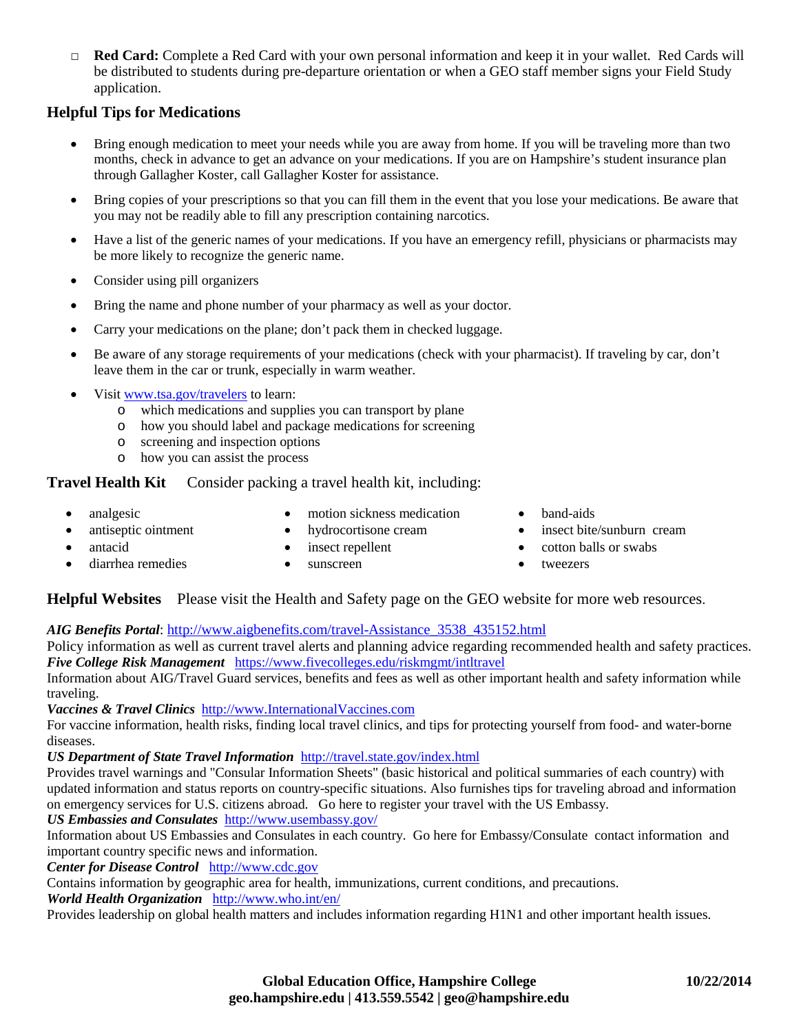- ☐ **Red Card:** Complete a Red Card with your own personal information and keep it in your wallet. Red Cards will be distributed to students during pre-departure orientation or when a GEO staff member signs your Field Study application.

## Helpful Tips for Medications

- Bring enough medication to meet your needs while you are away from home. If you will be traveling more than two months, check in advance to get an advance on your medications. If you are on Hampshire's student insurance plan through Gallagher Koster, call Gallagher Koster for assistance.
- Bring copies of your prescriptions so that you can fill them in the event that you lose your medications. Be aware that you may not be readily able to fill any prescription containing narcotics.
- Have a list of the generic names of your medications. If you have an emergency refill, physicians or pharmacists may be more likely to recognize the generic name.
- Consider using pill organizers
- Bring the name and phone number of your pharmacy as well as your doctor.
- Carry your medications on the plane; don't pack them in checked luggage.
- Be aware of any storage requirements of your medications (check with your pharmacist). If traveling by car, don't leave them in the car or trunk, especially in warm weather.
- Visit [www.tsa.gov/travelers](www.tsa.gov/travelers) to learn:
  - which medications and supplies you can transport by plane
  - how you should label and package medications for screening
  - screening and inspection options
  - how you can assist the process

## Travel Health Kit

Consider packing a travel health kit, including:

- analgesic
- antiseptic ointment
- antacid
- diarrhea remedies
- motion sickness medication
- hydrocortisone cream
- insect repellent
- sunscreen
- band-aids
- insect bite/sunburn cream
- cotton balls or swabs
- tweezers

## Helpful Websites

Please visit the Health and Safety page on the GEO website for more web resources.

***AIG Benefits Portal***: [http://www.aigbenefits.com/travel-Assistance_3538_435152.html](http://www.aigbenefits.com/travel-Assistance_3538_435152.html)
Policy information as well as current travel alerts and planning advice regarding recommended health and safety practices.

***Five College Risk Management*** [https://www.fivecolleges.edu/riskmgmt/intltravel](https://www.fivecolleges.edu/riskmgmt/intltravel)
Information about AIG/Travel Guard services, benefits and fees as well as other important health and safety information while traveling.

***Vaccines & Travel Clinics*** [http://www.InternationalVaccines.com](http://www.InternationalVaccines.com)
For vaccine information, health risks, finding local travel clinics, and tips for protecting yourself from food- and water-borne diseases.

***US Department of State Travel Information*** [http://travel.state.gov/index.html](http://travel.state.gov/index.html)
Provides travel warnings and "Consular Information Sheets" (basic historical and political summaries of each country) with updated information and status reports on country-specific situations. Also furnishes tips for traveling abroad and information on emergency services for U.S. citizens abroad. Go here to register your travel with the US Embassy.

***US Embassies and Consulates*** [http://www.usembassy.gov/](http://www.usembassy.gov/)
Information about US Embassies and Consulates in each country. Go here for Embassy/Consulate contact information and important country specific news and information.

***Center for Disease Control*** [http://www.cdc.gov](http://www.cdc.gov)
Contains information by geographic area for health, immunizations, current conditions, and precautions.

***World Health Organization*** [http://www.who.int/en/](http://www.who.int/en/)
Provides leadership on global health matters and includes information regarding H1N1 and other important health issues.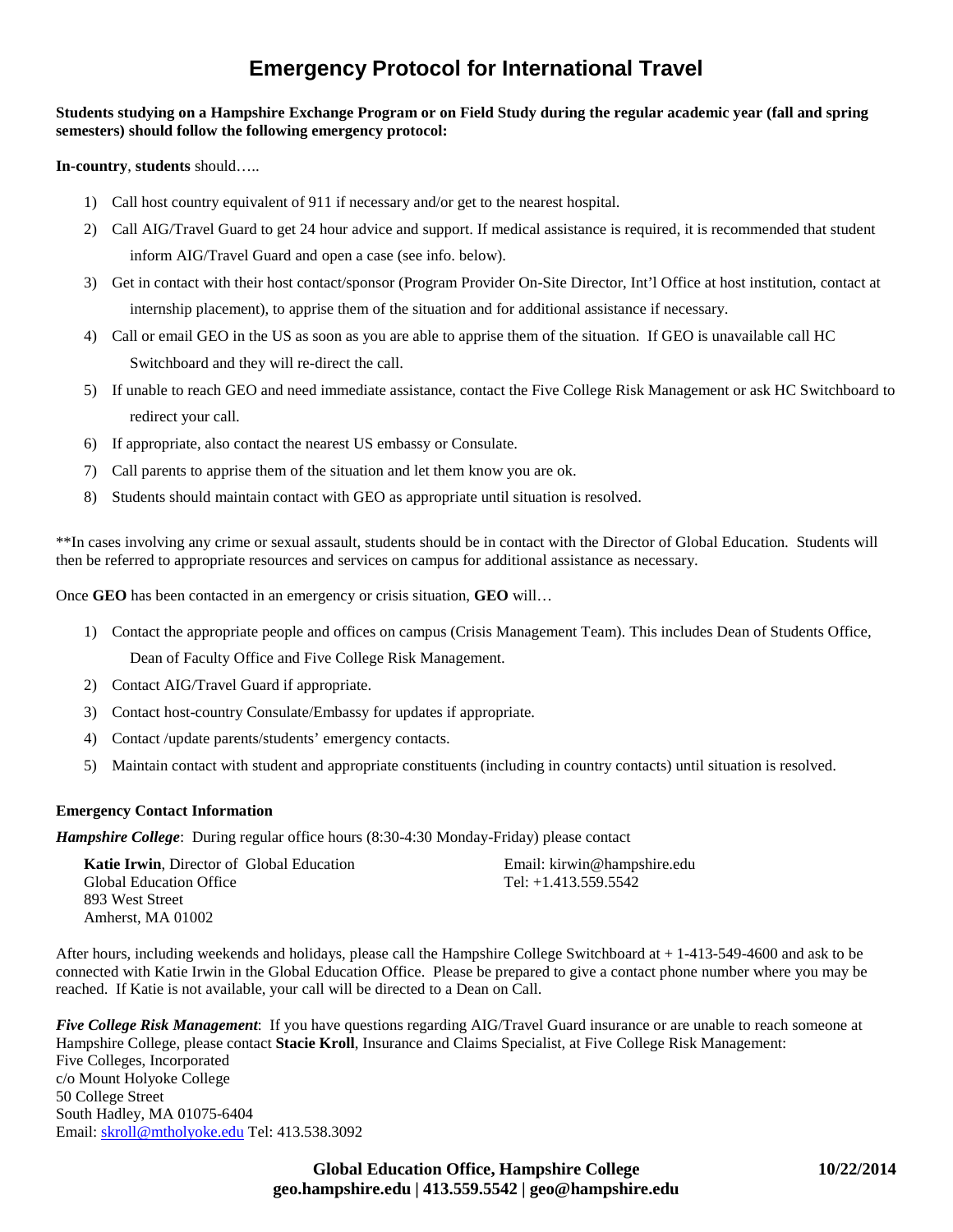# Emergency Protocol for International Travel

**Students studying on a Hampshire Exchange Program or on Field Study during the regular academic year (fall and spring semesters) should follow the following emergency protocol:**

**In-country**, **students** should…..

1) Call host country equivalent of 911 if necessary and/or get to the nearest hospital.
2) Call AIG/Travel Guard to get 24 hour advice and support. If medical assistance is required, it is recommended that student inform AIG/Travel Guard and open a case (see info. below).
3) Get in contact with their host contact/sponsor (Program Provider On-Site Director, Int'l Office at host institution, contact at internship placement), to apprise them of the situation and for additional assistance if necessary.
4) Call or email GEO in the US as soon as you are able to apprise them of the situation. If GEO is unavailable call HC Switchboard and they will re-direct the call.
5) If unable to reach GEO and need immediate assistance, contact the Five College Risk Management or ask HC Switchboard to redirect your call.
6) If appropriate, also contact the nearest US embassy or Consulate.
7) Call parents to apprise them of the situation and let them know you are ok.
8) Students should maintain contact with GEO as appropriate until situation is resolved.

**In cases involving any crime or sexual assault, students should be in contact with the Director of Global Education. Students will then be referred to appropriate resources and services on campus for additional assistance as necessary.

Once **GEO** has been contacted in an emergency or crisis situation, **GEO** will…

1) Contact the appropriate people and offices on campus (Crisis Management Team). This includes Dean of Students Office, Dean of Faculty Office and Five College Risk Management.
2) Contact AIG/Travel Guard if appropriate.
3) Contact host-country Consulate/Embassy for updates if appropriate.
4) Contact /update parents/students' emergency contacts.
5) Maintain contact with student and appropriate constituents (including in country contacts) until situation is resolved.

**Emergency Contact Information**

***Hampshire College***: During regular office hours (8:30-4:30 Monday-Friday) please contact

**Katie Irwin**, Director of Global Education
Global Education Office
893 West Street
Amherst, MA 01002

Email: kirwin@hampshire.edu
Tel: +1.413.559.5542

After hours, including weekends and holidays, please call the Hampshire College Switchboard at + 1-413-549-4600 and ask to be connected with Katie Irwin in the Global Education Office. Please be prepared to give a contact phone number where you may be reached. If Katie is not available, your call will be directed to a Dean on Call.

***Five College Risk Management***: If you have questions regarding AIG/Travel Guard insurance or are unable to reach someone at Hampshire College, please contact **Stacie Kroll**, Insurance and Claims Specialist, at Five College Risk Management:
Five Colleges, Incorporated
c/o Mount Holyoke College
50 College Street
South Hadley, MA 01075-6404
Email: skroll@mtholyoke.edu Tel: 413.538.3092

**Global Education Office, Hampshire College** **10/22/2014**
**geo.hampshire.edu | 413.559.5542 | geo@hampshire.edu**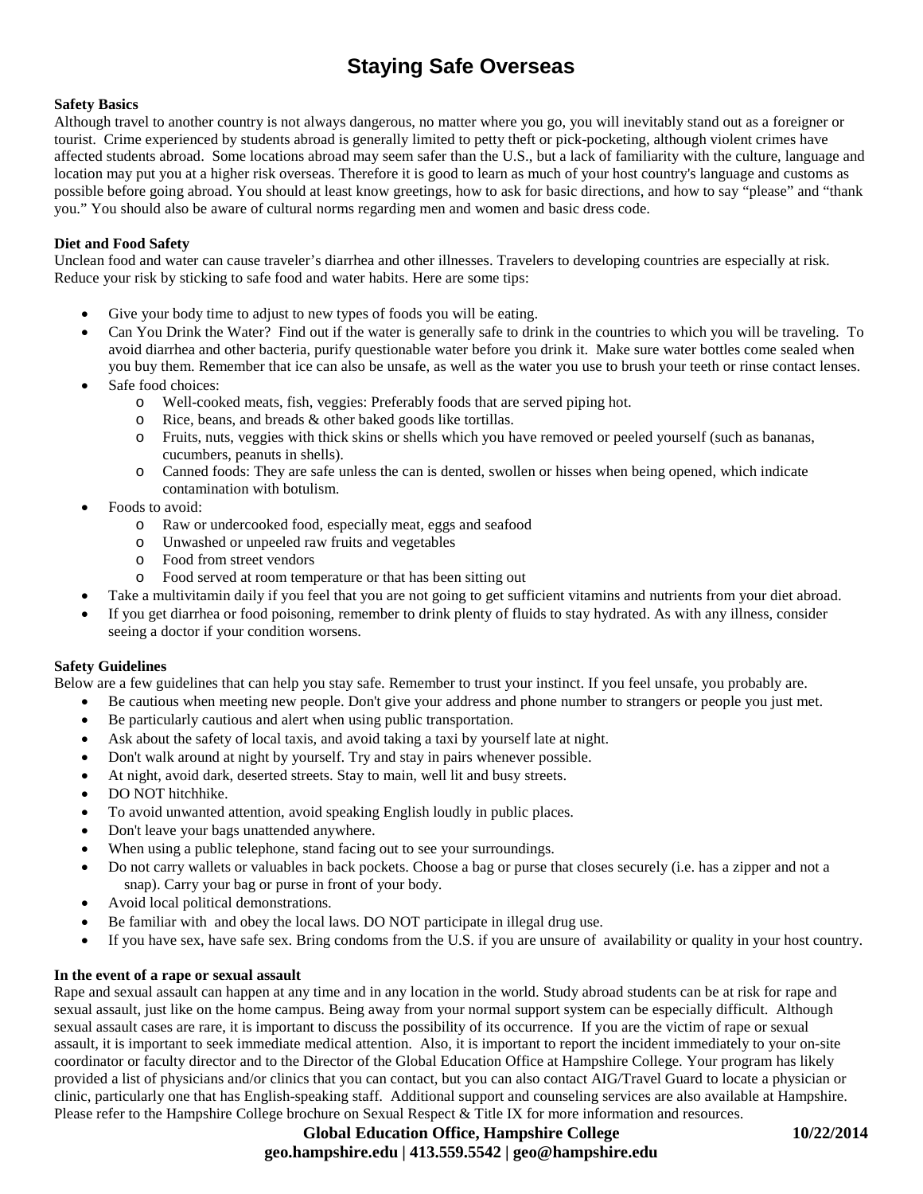# Staying Safe Overseas

**Safety Basics**

Although travel to another country is not always dangerous, no matter where you go, you will inevitably stand out as a foreigner or tourist. Crime experienced by students abroad is generally limited to petty theft or pick-pocketing, although violent crimes have affected students abroad. Some locations abroad may seem safer than the U.S., but a lack of familiarity with the culture, language and location may put you at a higher risk overseas. Therefore it is good to learn as much of your host country's language and customs as possible before going abroad. You should at least know greetings, how to ask for basic directions, and how to say "please" and "thank you." You should also be aware of cultural norms regarding men and women and basic dress code.

**Diet and Food Safety**

Unclean food and water can cause traveler's diarrhea and other illnesses. Travelers to developing countries are especially at risk. Reduce your risk by sticking to safe food and water habits. Here are some tips:

- Give your body time to adjust to new types of foods you will be eating.
- Can You Drink the Water? Find out if the water is generally safe to drink in the countries to which you will be traveling. To avoid diarrhea and other bacteria, purify questionable water before you drink it. Make sure water bottles come sealed when you buy them. Remember that ice can also be unsafe, as well as the water you use to brush your teeth or rinse contact lenses.
- Safe food choices:
  - Well-cooked meats, fish, veggies: Preferably foods that are served piping hot.
  - Rice, beans, and breads & other baked goods like tortillas.
  - Fruits, nuts, veggies with thick skins or shells which you have removed or peeled yourself (such as bananas, cucumbers, peanuts in shells).
  - Canned foods: They are safe unless the can is dented, swollen or hisses when being opened, which indicate contamination with botulism.
- Foods to avoid:
  - Raw or undercooked food, especially meat, eggs and seafood
  - Unwashed or unpeeled raw fruits and vegetables
  - Food from street vendors
  - Food served at room temperature or that has been sitting out
- Take a multivitamin daily if you feel that you are not going to get sufficient vitamins and nutrients from your diet abroad.
- If you get diarrhea or food poisoning, remember to drink plenty of fluids to stay hydrated. As with any illness, consider seeing a doctor if your condition worsens.

**Safety Guidelines**

Below are a few guidelines that can help you stay safe. Remember to trust your instinct. If you feel unsafe, you probably are.

- Be cautious when meeting new people. Don't give your address and phone number to strangers or people you just met.
- Be particularly cautious and alert when using public transportation.
- Ask about the safety of local taxis, and avoid taking a taxi by yourself late at night.
- Don't walk around at night by yourself. Try and stay in pairs whenever possible.
- At night, avoid dark, deserted streets. Stay to main, well lit and busy streets.
- DO NOT hitchhike.
- To avoid unwanted attention, avoid speaking English loudly in public places.
- Don't leave your bags unattended anywhere.
- When using a public telephone, stand facing out to see your surroundings.
- Do not carry wallets or valuables in back pockets. Choose a bag or purse that closes securely (i.e. has a zipper and not a snap). Carry your bag or purse in front of your body.
- Avoid local political demonstrations.
- Be familiar with and obey the local laws. DO NOT participate in illegal drug use.
- If you have sex, have safe sex. Bring condoms from the U.S. if you are unsure of availability or quality in your host country.

**In the event of a rape or sexual assault**

Rape and sexual assault can happen at any time and in any location in the world. Study abroad students can be at risk for rape and sexual assault, just like on the home campus. Being away from your normal support system can be especially difficult. Although sexual assault cases are rare, it is important to discuss the possibility of its occurrence. If you are the victim of rape or sexual assault, it is important to seek immediate medical attention. Also, it is important to report the incident immediately to your on-site coordinator or faculty director and to the Director of the Global Education Office at Hampshire College. Your program has likely provided a list of physicians and/or clinics that you can contact, but you can also contact AIG/Travel Guard to locate a physician or clinic, particularly one that has English-speaking staff. Additional support and counseling services are also available at Hampshire. Please refer to the Hampshire College brochure on Sexual Respect & Title IX for more information and resources.

**Global Education Office, Hampshire College** **10/22/2014**

**geo.hampshire.edu | 413.559.5542 | geo@hampshire.edu**